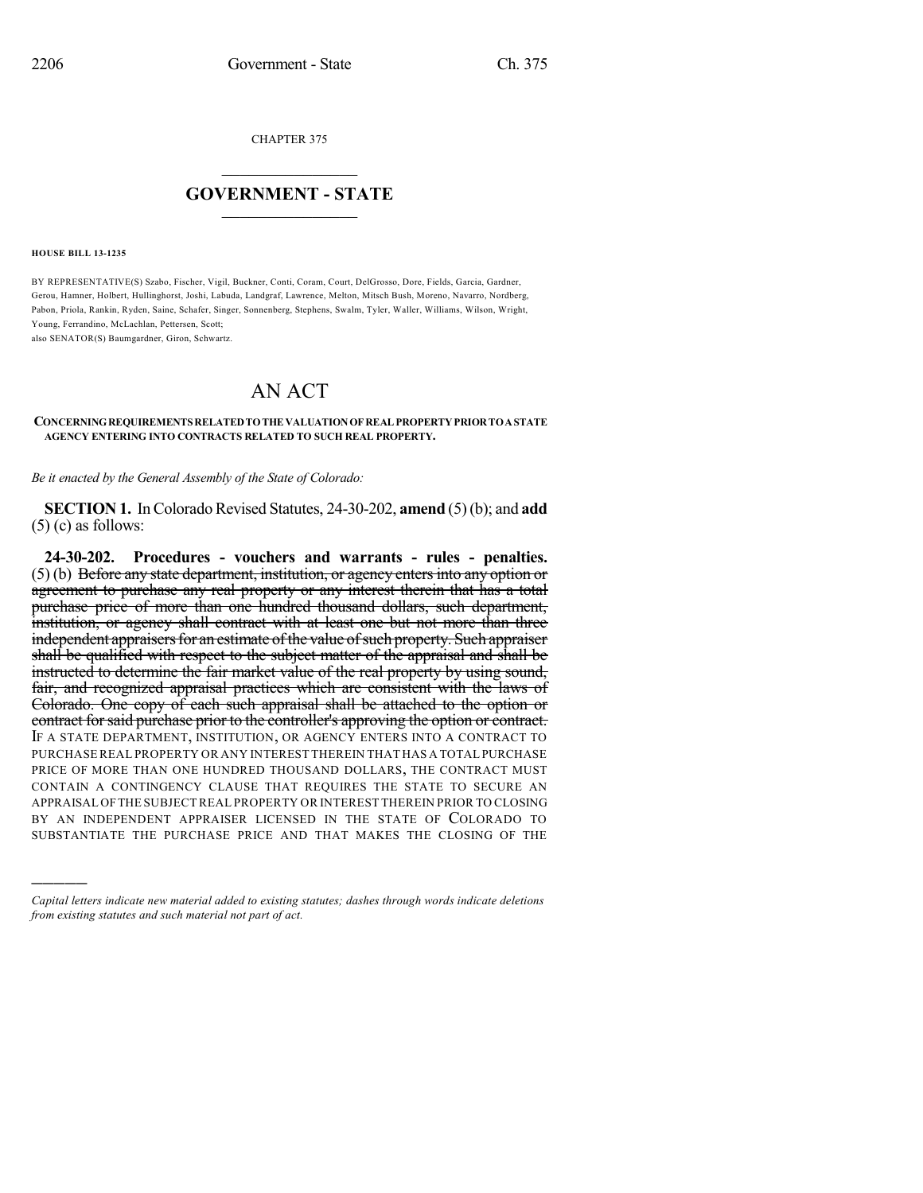CHAPTER 375

# GOVERNMENT - STATE

**HOUSE BILL 13-1235**

BY REPRESENTATIVE(S) Szabo, Fischer, Vigil, Buckner, Conti, Coram, Court, DelGrosso, Dore, Fields, Garcia, Gardner, Gerou, Hamner, Holbert, Hullinghorst, Joshi, Labuda, Landgraf, Lawrence, Melton, Mitsch Bush, Moreno, Navarro, Nordberg, Pabon, Priola, Rankin, Ryden, Saine, Schafer, Singer, Sonnenberg, Stephens, Swalm, Tyler, Waller, Williams, Wilson, Wright, Young, Ferrandino, McLachlan, Pettersen, Scott;
also SENATOR(S) Baumgardner, Giron, Schwartz.

# AN ACT

**CONCERNING REQUIREMENTS RELATED TO THE VALUATION OF REAL PROPERTY PRIOR TO A STATE AGENCY ENTERING INTO CONTRACTS RELATED TO SUCH REAL PROPERTY.**

*Be it enacted by the General Assembly of the State of Colorado:*

**SECTION 1.** In Colorado Revised Statutes, 24-30-202, **amend** (5) (b); and **add** (5) (c) as follows:

**24-30-202. Procedures - vouchers and warrants - rules - penalties.** (5) (b) ~~Before any state department, institution, or agency enters into any option or agreement to purchase any real property or any interest therein that has a total purchase price of more than one hundred thousand dollars, such department, institution, or agency shall contract with at least one but not more than three independent appraisers for an estimate of the value of such property. Such appraiser shall be qualified with respect to the subject matter of the appraisal and shall be instructed to determine the fair market value of the real property by using sound, fair, and recognized appraisal practices which are consistent with the laws of Colorado. One copy of each such appraisal shall be attached to the option or contract for said purchase prior to the controller's approving the option or contract.~~ IF A STATE DEPARTMENT, INSTITUTION, OR AGENCY ENTERS INTO A CONTRACT TO PURCHASE REAL PROPERTY OR ANY INTEREST THEREIN THAT HAS A TOTAL PURCHASE PRICE OF MORE THAN ONE HUNDRED THOUSAND DOLLARS, THE CONTRACT MUST CONTAIN A CONTINGENCY CLAUSE THAT REQUIRES THE STATE TO SECURE AN APPRAISAL OF THE SUBJECT REAL PROPERTY OR INTEREST THEREIN PRIOR TO CLOSING BY AN INDEPENDENT APPRAISER LICENSED IN THE STATE OF COLORADO TO SUBSTANTIATE THE PURCHASE PRICE AND THAT MAKES THE CLOSING OF THE

*Capital letters indicate new material added to existing statutes; dashes through words indicate deletions from existing statutes and such material not part of act.*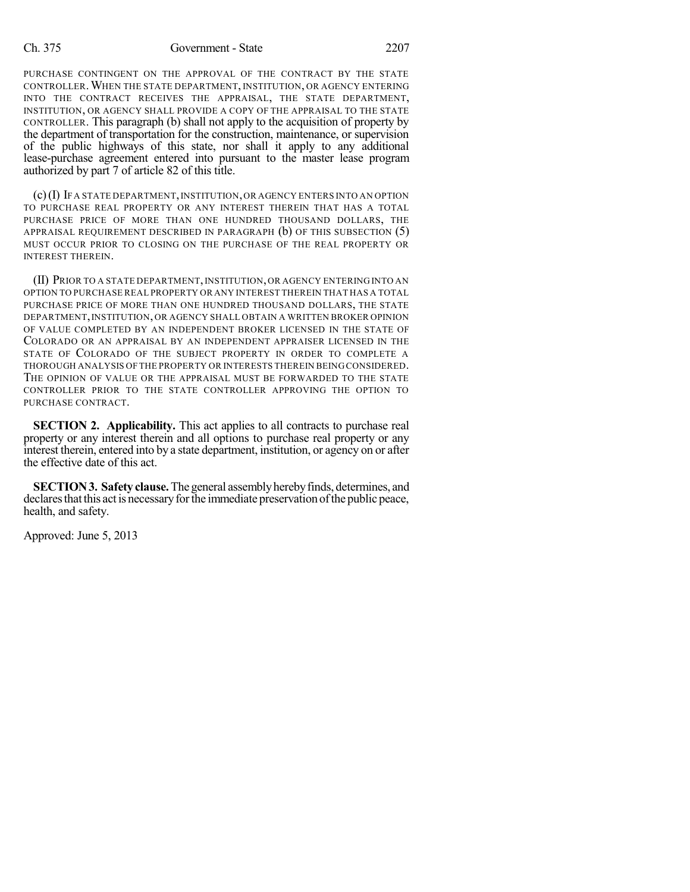PURCHASE CONTINGENT ON THE APPROVAL OF THE CONTRACT BY THE STATE CONTROLLER. WHEN THE STATE DEPARTMENT, INSTITUTION, OR AGENCY ENTERING INTO THE CONTRACT RECEIVES THE APPRAISAL, THE STATE DEPARTMENT, INSTITUTION, OR AGENCY SHALL PROVIDE A COPY OF THE APPRAISAL TO THE STATE CONTROLLER. This paragraph (b) shall not apply to the acquisition of property by the department of transportation for the construction, maintenance, or supervision of the public highways of this state, nor shall it apply to any additional lease-purchase agreement entered into pursuant to the master lease program authorized by part 7 of article 82 of this title.

(c) (I) IF A STATE DEPARTMENT, INSTITUTION, OR AGENCY ENTERS INTO AN OPTION TO PURCHASE REAL PROPERTY OR ANY INTEREST THEREIN THAT HAS A TOTAL PURCHASE PRICE OF MORE THAN ONE HUNDRED THOUSAND DOLLARS, THE APPRAISAL REQUIREMENT DESCRIBED IN PARAGRAPH (b) OF THIS SUBSECTION (5) MUST OCCUR PRIOR TO CLOSING ON THE PURCHASE OF THE REAL PROPERTY OR INTEREST THEREIN.

(II) PRIOR TO A STATE DEPARTMENT, INSTITUTION, OR AGENCY ENTERING INTO AN OPTION TO PURCHASE REAL PROPERTY OR ANY INTEREST THEREIN THAT HAS A TOTAL PURCHASE PRICE OF MORE THAN ONE HUNDRED THOUSAND DOLLARS, THE STATE DEPARTMENT, INSTITUTION, OR AGENCY SHALL OBTAIN A WRITTEN BROKER OPINION OF VALUE COMPLETED BY AN INDEPENDENT BROKER LICENSED IN THE STATE OF COLORADO OR AN APPRAISAL BY AN INDEPENDENT APPRAISER LICENSED IN THE STATE OF COLORADO OF THE SUBJECT PROPERTY IN ORDER TO COMPLETE A THOROUGH ANALYSIS OF THE PROPERTY OR INTERESTS THEREIN BEING CONSIDERED. THE OPINION OF VALUE OR THE APPRAISAL MUST BE FORWARDED TO THE STATE CONTROLLER PRIOR TO THE STATE CONTROLLER APPROVING THE OPTION TO PURCHASE CONTRACT.

**SECTION 2. Applicability.** This act applies to all contracts to purchase real property or any interest therein and all options to purchase real property or any interest therein, entered into by a state department, institution, or agency on or after the effective date of this act.

**SECTION 3. Safety clause.** The general assembly hereby finds, determines, and declares that this act is necessary for the immediate preservation of the public peace, health, and safety.

Approved: June 5, 2013